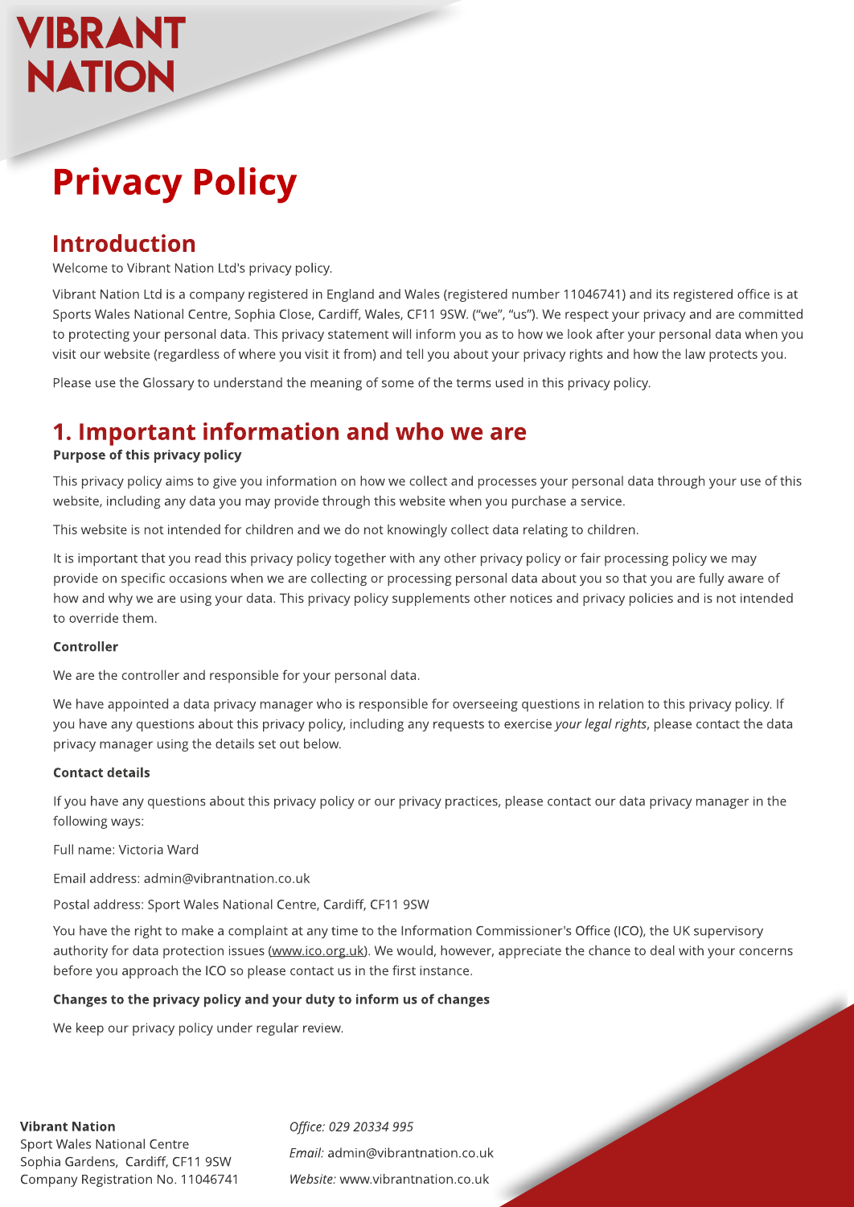# Privacy Policy

## Introduction

Welcome to Vibrant Nation Ltd's privacy policy.

Vibrant Nation Ltd is a company registered in England and Wales (registered number 11046741) and its registered office is at Sports Wales National Centre, Sophia Close, Cardiff, Wales, CF11 9SW. ("we", "us"). We respect your privacy and are committed to protecting your personal data. This privacy statement will inform you as to how we look after your personal data when you visit our website (regardless of where you visit it from) and tell you about your privacy rights and how the law protects you.

Please use the Glossary to understand the meaning of some of the terms used in this privacy policy.

## 1. Important information and who we are

**Purpose of this privacy policy**

This privacy policy aims to give you information on how we collect and processes your personal data through your use of this website, including any data you may provide through this website when you purchase a service.

This website is not intended for children and we do not knowingly collect data relating to children.

It is important that you read this privacy policy together with any other privacy policy or fair processing policy we may provide on specific occasions when we are collecting or processing personal data about you so that you are fully aware of how and why we are using your data. This privacy policy supplements other notices and privacy policies and is not intended to override them.

**Controller**

We are the controller and responsible for your personal data.

We have appointed a data privacy manager who is responsible for overseeing questions in relation to this privacy policy. If you have any questions about this privacy policy, including any requests to exercise *your legal rights*, please contact the data privacy manager using the details set out below.

**Contact details**

If you have any questions about this privacy policy or our privacy practices, please contact our data privacy manager in the following ways:

Full name: Victoria Ward

Email address: admin@vibrantnation.co.uk

Postal address: Sport Wales National Centre, Cardiff, CF11 9SW

You have the right to make a complaint at any time to the Information Commissioner's Office (ICO), the UK supervisory authority for data protection issues (www.ico.org.uk). We would, however, appreciate the chance to deal with your concerns before you approach the ICO so please contact us in the first instance.

**Changes to the privacy policy and your duty to inform us of changes**

We keep our privacy policy under regular review.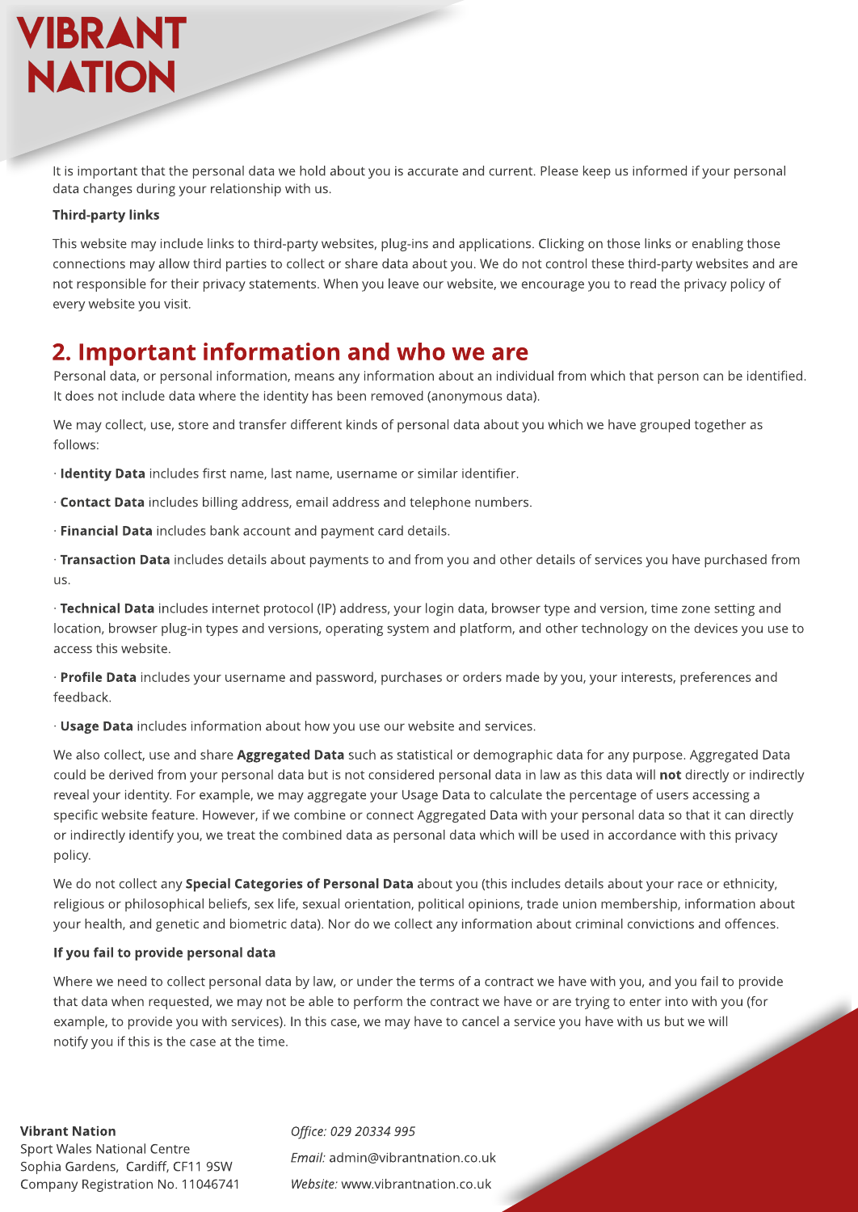It is important that the personal data we hold about you is accurate and current. Please keep us informed if your personal data changes during your relationship with us.

**Third-party links**

This website may include links to third-party websites, plug-ins and applications. Clicking on those links or enabling those connections may allow third parties to collect or share data about you. We do not control these third-party websites and are not responsible for their privacy statements. When you leave our website, we encourage you to read the privacy policy of every website you visit.

## 2. Important information and who we are

Personal data, or personal information, means any information about an individual from which that person can be identified. It does not include data where the identity has been removed (anonymous data).

We may collect, use, store and transfer different kinds of personal data about you which we have grouped together as follows:

· **Identity Data** includes first name, last name, username or similar identifier.

· **Contact Data** includes billing address, email address and telephone numbers.

· **Financial Data** includes bank account and payment card details.

· **Transaction Data** includes details about payments to and from you and other details of services you have purchased from us.

· **Technical Data** includes internet protocol (IP) address, your login data, browser type and version, time zone setting and location, browser plug-in types and versions, operating system and platform, and other technology on the devices you use to access this website.

· **Profile Data** includes your username and password, purchases or orders made by you, your interests, preferences and feedback.

· **Usage Data** includes information about how you use our website and services.

We also collect, use and share **Aggregated Data** such as statistical or demographic data for any purpose. Aggregated Data could be derived from your personal data but is not considered personal data in law as this data will **not** directly or indirectly reveal your identity. For example, we may aggregate your Usage Data to calculate the percentage of users accessing a specific website feature. However, if we combine or connect Aggregated Data with your personal data so that it can directly or indirectly identify you, we treat the combined data as personal data which will be used in accordance with this privacy policy.

We do not collect any **Special Categories of Personal Data** about you (this includes details about your race or ethnicity, religious or philosophical beliefs, sex life, sexual orientation, political opinions, trade union membership, information about your health, and genetic and biometric data). Nor do we collect any information about criminal convictions and offences.

**If you fail to provide personal data**

Where we need to collect personal data by law, or under the terms of a contract we have with you, and you fail to provide that data when requested, we may not be able to perform the contract we have or are trying to enter into with you (for example, to provide you with services). In this case, we may have to cancel a service you have with us but we will notify you if this is the case at the time.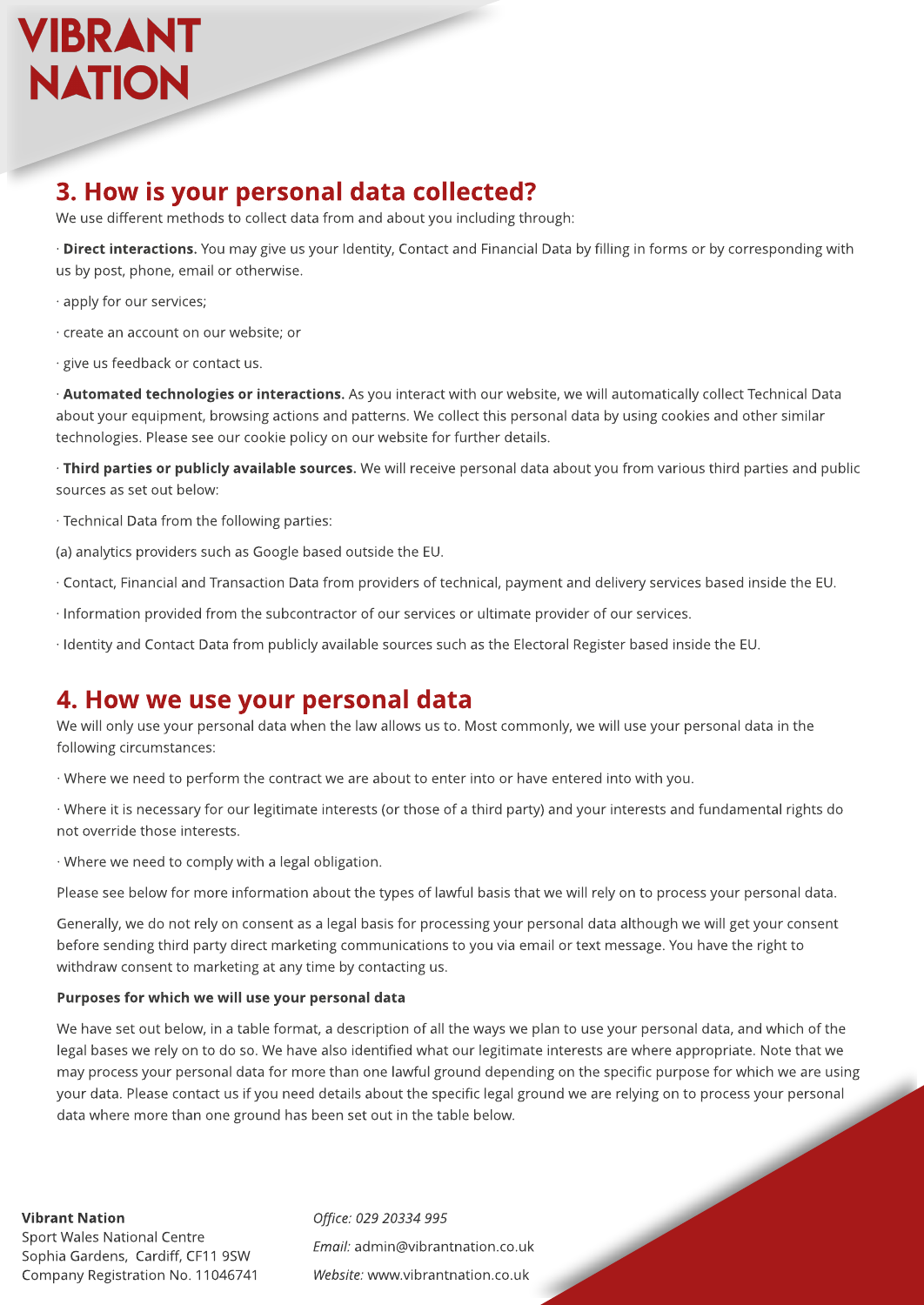## 3. How is your personal data collected?

We use different methods to collect data from and about you including through:

· **Direct interactions.** You may give us your Identity, Contact and Financial Data by filling in forms or by corresponding with us by post, phone, email or otherwise.

· apply for our services;

· create an account on our website; or

· give us feedback or contact us.

· **Automated technologies or interactions.** As you interact with our website, we will automatically collect Technical Data about your equipment, browsing actions and patterns. We collect this personal data by using cookies and other similar technologies. Please see our cookie policy on our website for further details.

· **Third parties or publicly available sources.** We will receive personal data about you from various third parties and public sources as set out below:

· Technical Data from the following parties:

(a) analytics providers such as Google based outside the EU.

· Contact, Financial and Transaction Data from providers of technical, payment and delivery services based inside the EU.

· Information provided from the subcontractor of our services or ultimate provider of our services.

· Identity and Contact Data from publicly available sources such as the Electoral Register based inside the EU.

## 4. How we use your personal data

We will only use your personal data when the law allows us to. Most commonly, we will use your personal data in the following circumstances:

· Where we need to perform the contract we are about to enter into or have entered into with you.

· Where it is necessary for our legitimate interests (or those of a third party) and your interests and fundamental rights do not override those interests.

· Where we need to comply with a legal obligation.

Please see below for more information about the types of lawful basis that we will rely on to process your personal data.

Generally, we do not rely on consent as a legal basis for processing your personal data although we will get your consent before sending third party direct marketing communications to you via email or text message. You have the right to withdraw consent to marketing at any time by contacting us.

**Purposes for which we will use your personal data**

We have set out below, in a table format, a description of all the ways we plan to use your personal data, and which of the legal bases we rely on to do so. We have also identified what our legitimate interests are where appropriate. Note that we may process your personal data for more than one lawful ground depending on the specific purpose for which we are using your data. Please contact us if you need details about the specific legal ground we are relying on to process your personal data where more than one ground has been set out in the table below.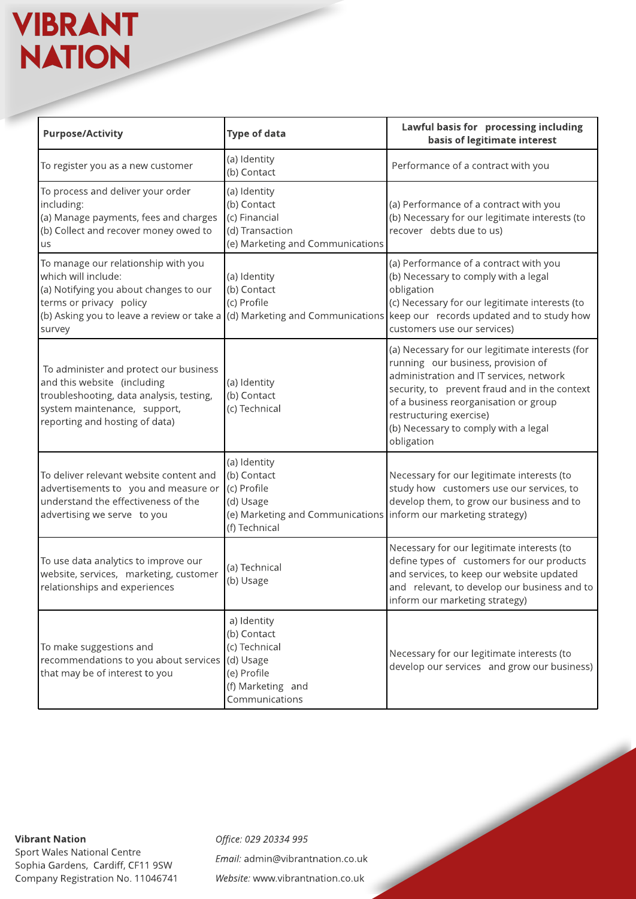| Purpose/Activity | Type of data | Lawful basis for processing including basis of legitimate interest |
|---|---|---|
| To register you as a new customer | (a) Identity<br>(b) Contact | Performance of a contract with you |
| To process and deliver your order including:<br>(a) Manage payments, fees and charges<br>(b) Collect and recover money owed to us | (a) Identity<br>(b) Contact<br>(c) Financial<br>(d) Transaction<br>(e) Marketing and Communications | (a) Performance of a contract with you<br>(b) Necessary for our legitimate interests (to recover debts due to us) |
| To manage our relationship with you which will include:<br>(a) Notifying you about changes to our terms or privacy policy<br>(b) Asking you to leave a review or take a survey | (a) Identity<br>(b) Contact<br>(c) Profile<br>(d) Marketing and Communications | (a) Performance of a contract with you<br>(b) Necessary to comply with a legal obligation<br>(c) Necessary for our legitimate interests (to keep our records updated and to study how customers use our services) |
| To administer and protect our business and this website (including troubleshooting, data analysis, testing, system maintenance, support, reporting and hosting of data) | (a) Identity<br>(b) Contact<br>(c) Technical | (a) Necessary for our legitimate interests (for running our business, provision of administration and IT services, network security, to prevent fraud and in the context of a business reorganisation or group restructuring exercise)<br>(b) Necessary to comply with a legal obligation |
| To deliver relevant website content and advertisements to you and measure or understand the effectiveness of the advertising we serve to you | (a) Identity<br>(b) Contact<br>(c) Profile<br>(d) Usage<br>(e) Marketing and Communications<br>(f) Technical | Necessary for our legitimate interests (to study how customers use our services, to develop them, to grow our business and to inform our marketing strategy) |
| To use data analytics to improve our website, services, marketing, customer relationships and experiences | (a) Technical<br>(b) Usage | Necessary for our legitimate interests (to define types of customers for our products and services, to keep our website updated and relevant, to develop our business and to inform our marketing strategy) |
| To make suggestions and recommendations to you about services that may be of interest to you | a) Identity<br>(b) Contact<br>(c) Technical<br>(d) Usage<br>(e) Profile<br>(f) Marketing and Communications | Necessary for our legitimate interests (to develop our services and grow our business) |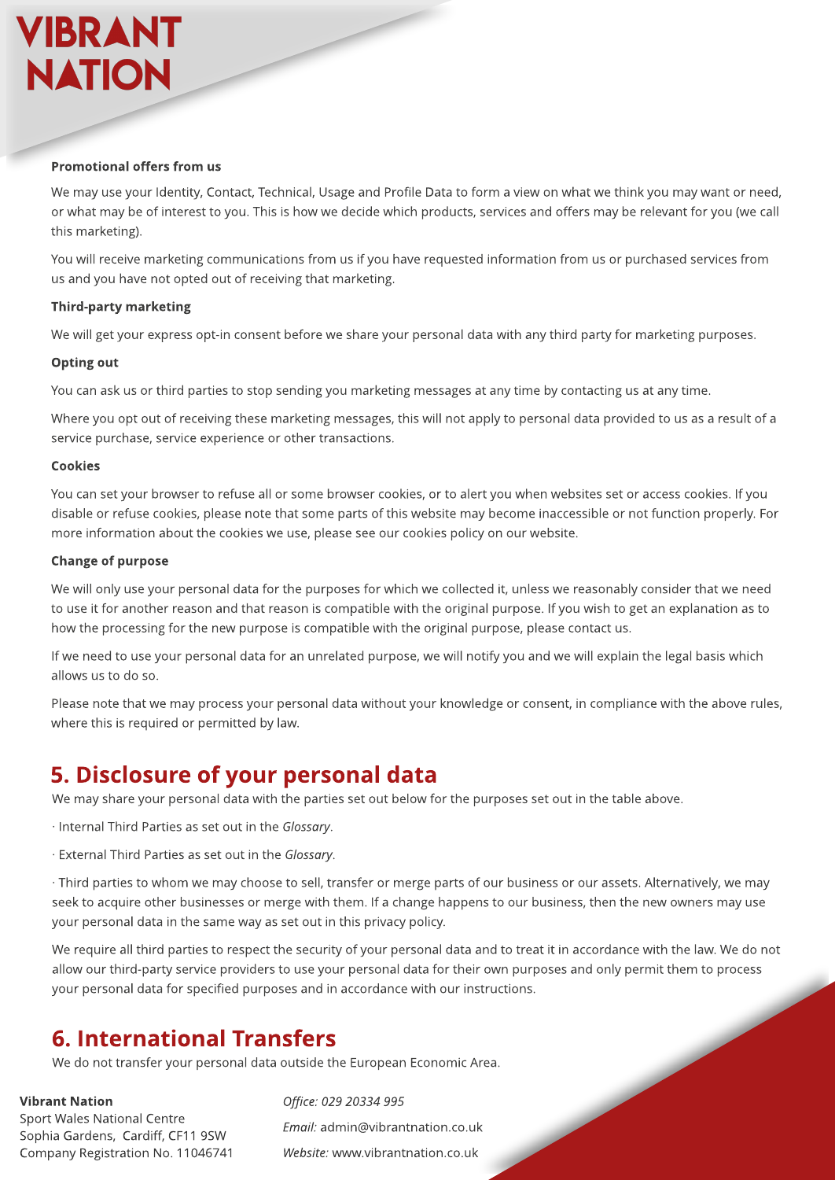**Promotional offers from us**

We may use your Identity, Contact, Technical, Usage and Profile Data to form a view on what we think you may want or need, or what may be of interest to you. This is how we decide which products, services and offers may be relevant for you (we call this marketing).

You will receive marketing communications from us if you have requested information from us or purchased services from us and you have not opted out of receiving that marketing.

**Third-party marketing**

We will get your express opt-in consent before we share your personal data with any third party for marketing purposes.

**Opting out**

You can ask us or third parties to stop sending you marketing messages at any time by contacting us at any time.

Where you opt out of receiving these marketing messages, this will not apply to personal data provided to us as a result of a service purchase, service experience or other transactions.

**Cookies**

You can set your browser to refuse all or some browser cookies, or to alert you when websites set or access cookies. If you disable or refuse cookies, please note that some parts of this website may become inaccessible or not function properly. For more information about the cookies we use, please see our cookies policy on our website.

**Change of purpose**

We will only use your personal data for the purposes for which we collected it, unless we reasonably consider that we need to use it for another reason and that reason is compatible with the original purpose. If you wish to get an explanation as to how the processing for the new purpose is compatible with the original purpose, please contact us.

If we need to use your personal data for an unrelated purpose, we will notify you and we will explain the legal basis which allows us to do so.

Please note that we may process your personal data without your knowledge or consent, in compliance with the above rules, where this is required or permitted by law.

## 5. Disclosure of your personal data

We may share your personal data with the parties set out below for the purposes set out in the table above.

· Internal Third Parties as set out in the *Glossary*.

· External Third Parties as set out in the *Glossary*.

· Third parties to whom we may choose to sell, transfer or merge parts of our business or our assets. Alternatively, we may seek to acquire other businesses or merge with them. If a change happens to our business, then the new owners may use your personal data in the same way as set out in this privacy policy.

We require all third parties to respect the security of your personal data and to treat it in accordance with the law. We do not allow our third-party service providers to use your personal data for their own purposes and only permit them to process your personal data for specified purposes and in accordance with our instructions.

## 6. International Transfers

We do not transfer your personal data outside the European Economic Area.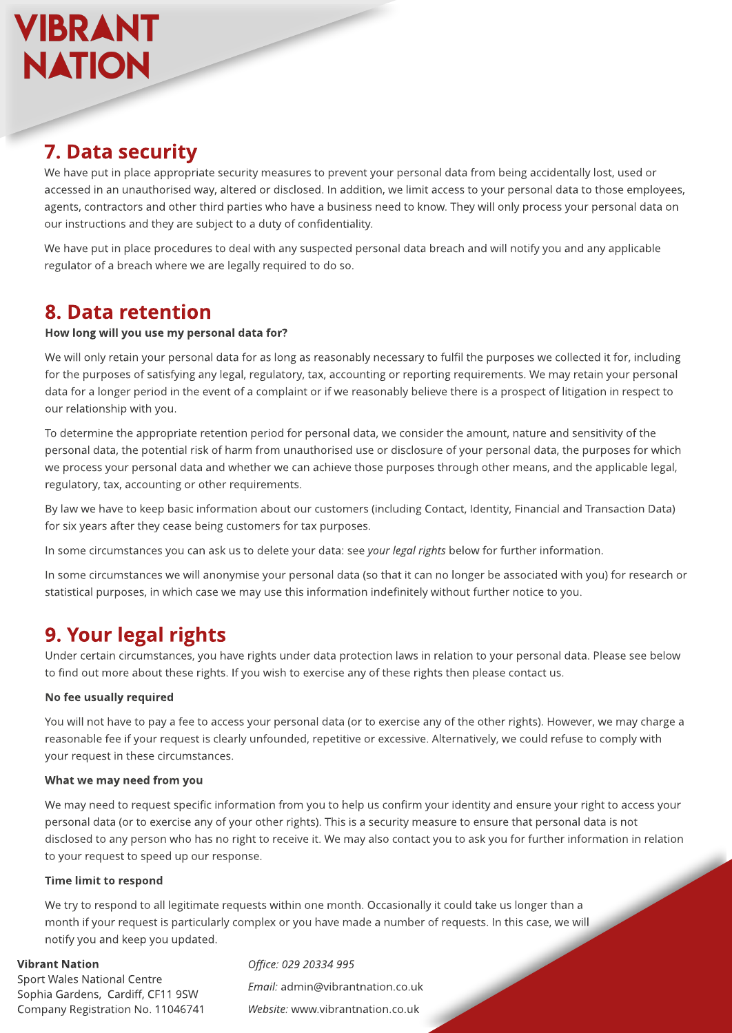## 7. Data security

We have put in place appropriate security measures to prevent your personal data from being accidentally lost, used or accessed in an unauthorised way, altered or disclosed. In addition, we limit access to your personal data to those employees, agents, contractors and other third parties who have a business need to know. They will only process your personal data on our instructions and they are subject to a duty of confidentiality.

We have put in place procedures to deal with any suspected personal data breach and will notify you and any applicable regulator of a breach where we are legally required to do so.

## 8. Data retention

**How long will you use my personal data for?**

We will only retain your personal data for as long as reasonably necessary to fulfil the purposes we collected it for, including for the purposes of satisfying any legal, regulatory, tax, accounting or reporting requirements. We may retain your personal data for a longer period in the event of a complaint or if we reasonably believe there is a prospect of litigation in respect to our relationship with you.

To determine the appropriate retention period for personal data, we consider the amount, nature and sensitivity of the personal data, the potential risk of harm from unauthorised use or disclosure of your personal data, the purposes for which we process your personal data and whether we can achieve those purposes through other means, and the applicable legal, regulatory, tax, accounting or other requirements.

By law we have to keep basic information about our customers (including Contact, Identity, Financial and Transaction Data) for six years after they cease being customers for tax purposes.

In some circumstances you can ask us to delete your data: see *your legal rights* below for further information.

In some circumstances we will anonymise your personal data (so that it can no longer be associated with you) for research or statistical purposes, in which case we may use this information indefinitely without further notice to you.

## 9. Your legal rights

Under certain circumstances, you have rights under data protection laws in relation to your personal data. Please see below to find out more about these rights. If you wish to exercise any of these rights then please contact us.

**No fee usually required**

You will not have to pay a fee to access your personal data (or to exercise any of the other rights). However, we may charge a reasonable fee if your request is clearly unfounded, repetitive or excessive. Alternatively, we could refuse to comply with your request in these circumstances.

**What we may need from you**

We may need to request specific information from you to help us confirm your identity and ensure your right to access your personal data (or to exercise any of your other rights). This is a security measure to ensure that personal data is not disclosed to any person who has no right to receive it. We may also contact you to ask you for further information in relation to your request to speed up our response.

**Time limit to respond**

We try to respond to all legitimate requests within one month. Occasionally it could take us longer than a month if your request is particularly complex or you have made a number of requests. In this case, we will notify you and keep you updated.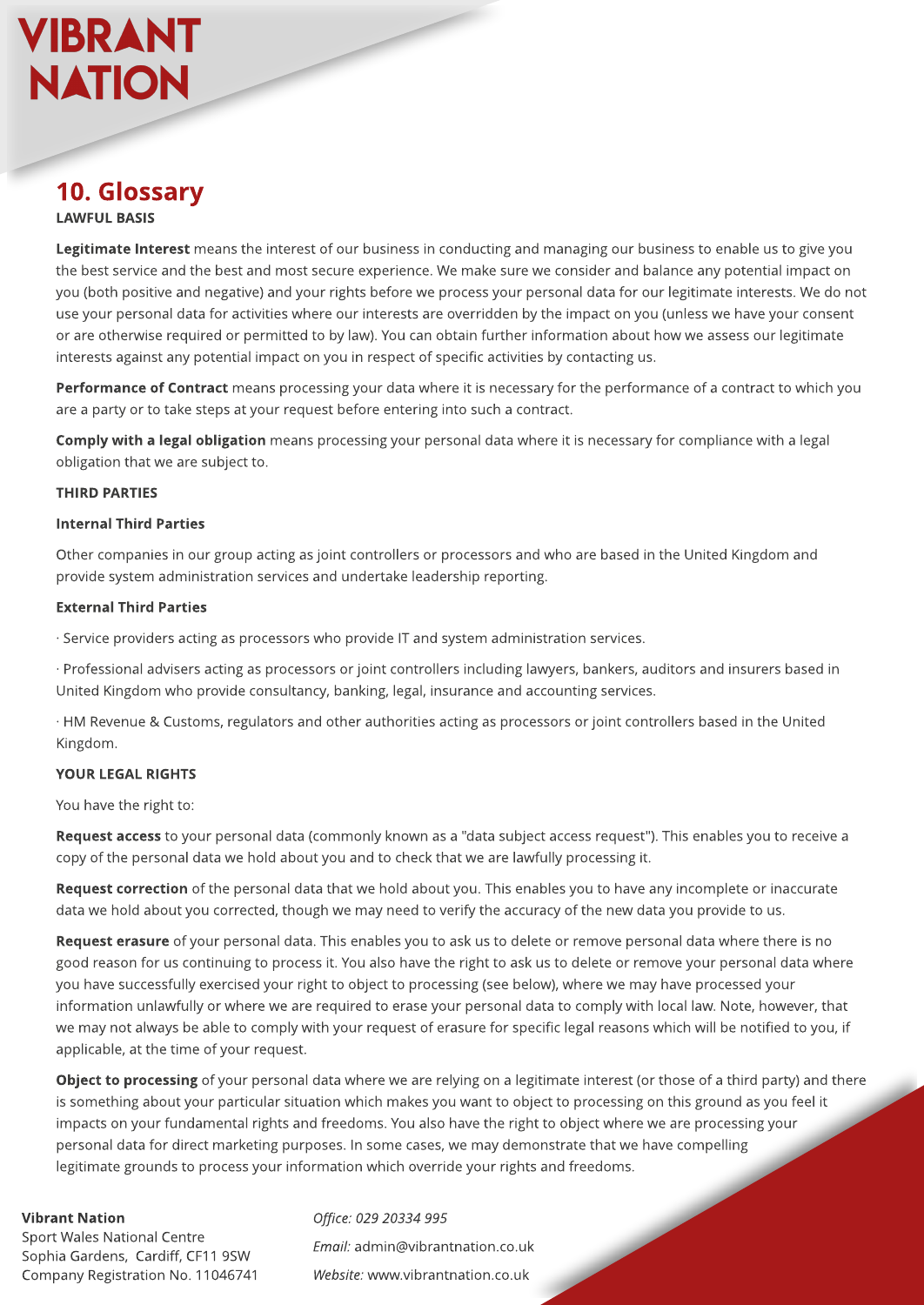## 10. Glossary

**LAWFUL BASIS**

**Legitimate Interest** means the interest of our business in conducting and managing our business to enable us to give you the best service and the best and most secure experience. We make sure we consider and balance any potential impact on you (both positive and negative) and your rights before we process your personal data for our legitimate interests. We do not use your personal data for activities where our interests are overridden by the impact on you (unless we have your consent or are otherwise required or permitted to by law). You can obtain further information about how we assess our legitimate interests against any potential impact on you in respect of specific activities by contacting us.

**Performance of Contract** means processing your data where it is necessary for the performance of a contract to which you are a party or to take steps at your request before entering into such a contract.

**Comply with a legal obligation** means processing your personal data where it is necessary for compliance with a legal obligation that we are subject to.

**THIRD PARTIES**

**Internal Third Parties**

Other companies in our group acting as joint controllers or processors and who are based in the United Kingdom and provide system administration services and undertake leadership reporting.

**External Third Parties**

· Service providers acting as processors who provide IT and system administration services.

· Professional advisers acting as processors or joint controllers including lawyers, bankers, auditors and insurers based in United Kingdom who provide consultancy, banking, legal, insurance and accounting services.

· HM Revenue & Customs, regulators and other authorities acting as processors or joint controllers based in the United Kingdom.

**YOUR LEGAL RIGHTS**

You have the right to:

**Request access** to your personal data (commonly known as a "data subject access request"). This enables you to receive a copy of the personal data we hold about you and to check that we are lawfully processing it.

**Request correction** of the personal data that we hold about you. This enables you to have any incomplete or inaccurate data we hold about you corrected, though we may need to verify the accuracy of the new data you provide to us.

**Request erasure** of your personal data. This enables you to ask us to delete or remove personal data where there is no good reason for us continuing to process it. You also have the right to ask us to delete or remove your personal data where you have successfully exercised your right to object to processing (see below), where we may have processed your information unlawfully or where we are required to erase your personal data to comply with local law. Note, however, that we may not always be able to comply with your request of erasure for specific legal reasons which will be notified to you, if applicable, at the time of your request.

**Object to processing** of your personal data where we are relying on a legitimate interest (or those of a third party) and there is something about your particular situation which makes you want to object to processing on this ground as you feel it impacts on your fundamental rights and freedoms. You also have the right to object where we are processing your personal data for direct marketing purposes. In some cases, we may demonstrate that we have compelling legitimate grounds to process your information which override your rights and freedoms.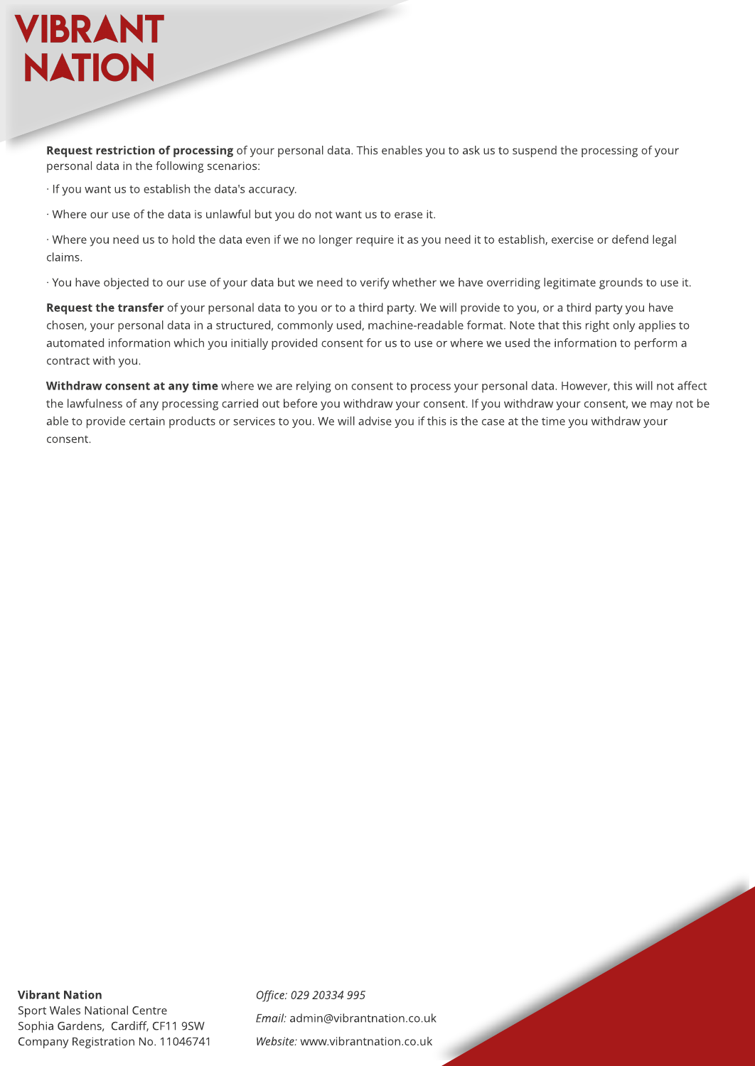**Request restriction of processing** of your personal data. This enables you to ask us to suspend the processing of your personal data in the following scenarios:

· If you want us to establish the data's accuracy.

· Where our use of the data is unlawful but you do not want us to erase it.

· Where you need us to hold the data even if we no longer require it as you need it to establish, exercise or defend legal claims.

· You have objected to our use of your data but we need to verify whether we have overriding legitimate grounds to use it.

**Request the transfer** of your personal data to you or to a third party. We will provide to you, or a third party you have chosen, your personal data in a structured, commonly used, machine-readable format. Note that this right only applies to automated information which you initially provided consent for us to use or where we used the information to perform a contract with you.

**Withdraw consent at any time** where we are relying on consent to process your personal data. However, this will not affect the lawfulness of any processing carried out before you withdraw your consent. If you withdraw your consent, we may not be able to provide certain products or services to you. We will advise you if this is the case at the time you withdraw your consent.